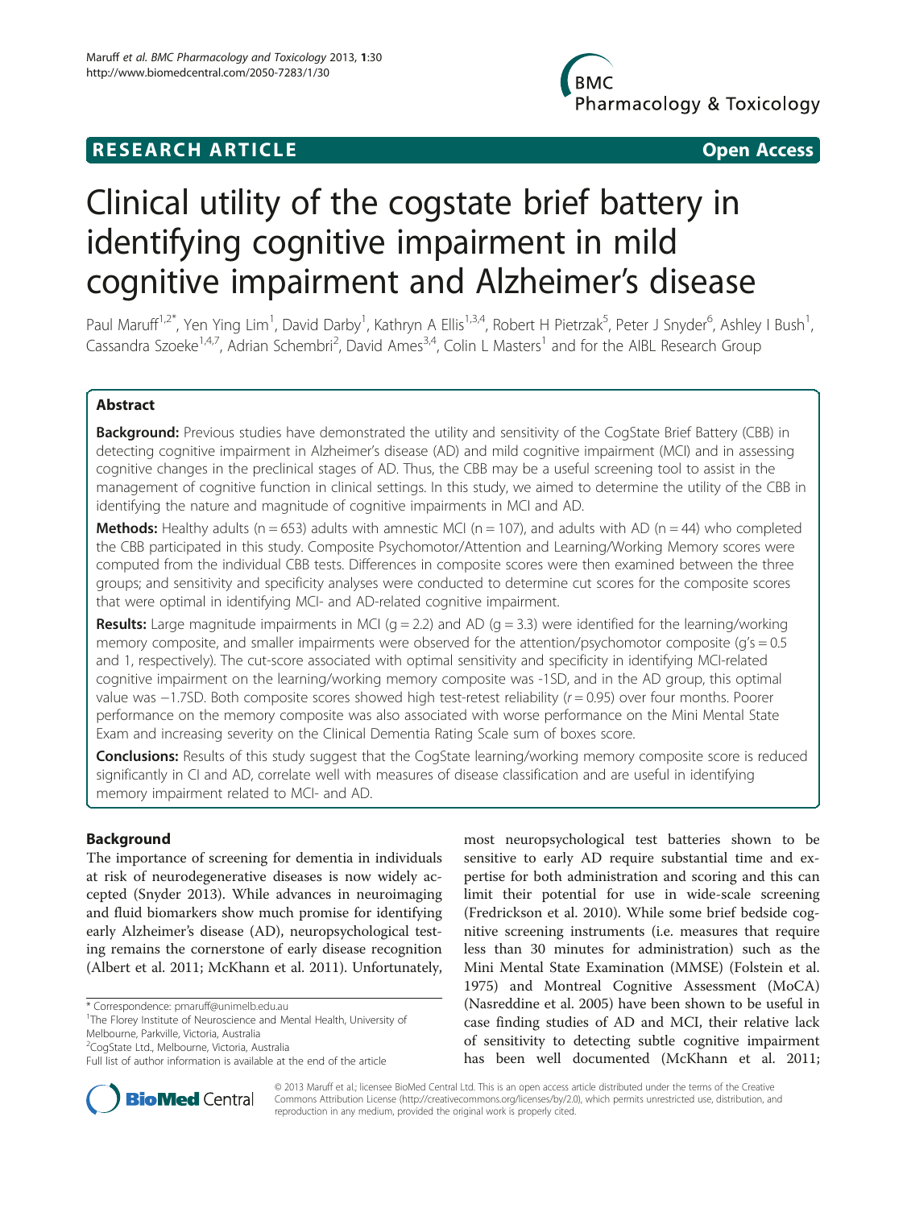**RESEARCH ARTICLE** **Open Access**

# Clinical utility of the cogstate brief battery in identifying cognitive impairment in mild cognitive impairment and Alzheimer's disease

Paul Maruff[1,2*], Yen Ying Lim[1], David Darby[1], Kathryn A Ellis[1,3,4], Robert H Pietrzak[5], Peter J Snyder[6], Ashley I Bush[1], Cassandra Szoeke[1,4,7], Adrian Schembri[2], David Ames[3,4], Colin L Masters[1] and for the AIBL Research Group

## Abstract

**Background:** Previous studies have demonstrated the utility and sensitivity of the CogState Brief Battery (CBB) in detecting cognitive impairment in Alzheimer's disease (AD) and mild cognitive impairment (MCI) and in assessing cognitive changes in the preclinical stages of AD. Thus, the CBB may be a useful screening tool to assist in the management of cognitive function in clinical settings. In this study, we aimed to determine the utility of the CBB in identifying the nature and magnitude of cognitive impairments in MCI and AD.

**Methods:** Healthy adults (n = 653) adults with amnestic MCI (n = 107), and adults with AD (n = 44) who completed the CBB participated in this study. Composite Psychomotor/Attention and Learning/Working Memory scores were computed from the individual CBB tests. Differences in composite scores were then examined between the three groups; and sensitivity and specificity analyses were conducted to determine cut scores for the composite scores that were optimal in identifying MCI- and AD-related cognitive impairment.

**Results:** Large magnitude impairments in MCI (g = 2.2) and AD (g = 3.3) were identified for the learning/working memory composite, and smaller impairments were observed for the attention/psychomotor composite (g's = 0.5 and 1, respectively). The cut-score associated with optimal sensitivity and specificity in identifying MCI-related cognitive impairment on the learning/working memory composite was -1SD, and in the AD group, this optimal value was −1.7SD. Both composite scores showed high test-retest reliability (*r* = 0.95) over four months. Poorer performance on the memory composite was also associated with worse performance on the Mini Mental State Exam and increasing severity on the Clinical Dementia Rating Scale sum of boxes score.

**Conclusions:** Results of this study suggest that the CogState learning/working memory composite score is reduced significantly in CI and AD, correlate well with measures of disease classification and are useful in identifying memory impairment related to MCI- and AD.

## Background

The importance of screening for dementia in individuals at risk of neurodegenerative diseases is now widely accepted (Snyder 2013). While advances in neuroimaging and fluid biomarkers show much promise for identifying early Alzheimer's disease (AD), neuropsychological testing remains the cornerstone of early disease recognition (Albert et al. 2011; McKhann et al. 2011). Unfortunately, most neuropsychological test batteries shown to be sensitive to early AD require substantial time and expertise for both administration and scoring and this can limit their potential for use in wide-scale screening (Fredrickson et al. 2010). While some brief bedside cognitive screening instruments (i.e. measures that require less than 30 minutes for administration) such as the Mini Mental State Examination (MMSE) (Folstein et al. 1975) and Montreal Cognitive Assessment (MoCA) (Nasreddine et al. 2005) have been shown to be useful in case finding studies of AD and MCI, their relative lack of sensitivity to detecting subtle cognitive impairment has been well documented (McKhann et al. 2011;

\* Correspondence: pmaruff@unimelb.edu.au
[1]The Florey Institute of Neuroscience and Mental Health, University of Melbourne, Parkville, Victoria, Australia
[2]CogState Ltd., Melbourne, Victoria, Australia
Full list of author information is available at the end of the article

© 2013 Maruff et al.; licensee BioMed Central Ltd. This is an open access article distributed under the terms of the Creative Commons Attribution License (http://creativecommons.org/licenses/by/2.0), which permits unrestricted use, distribution, and reproduction in any medium, provided the original work is properly cited.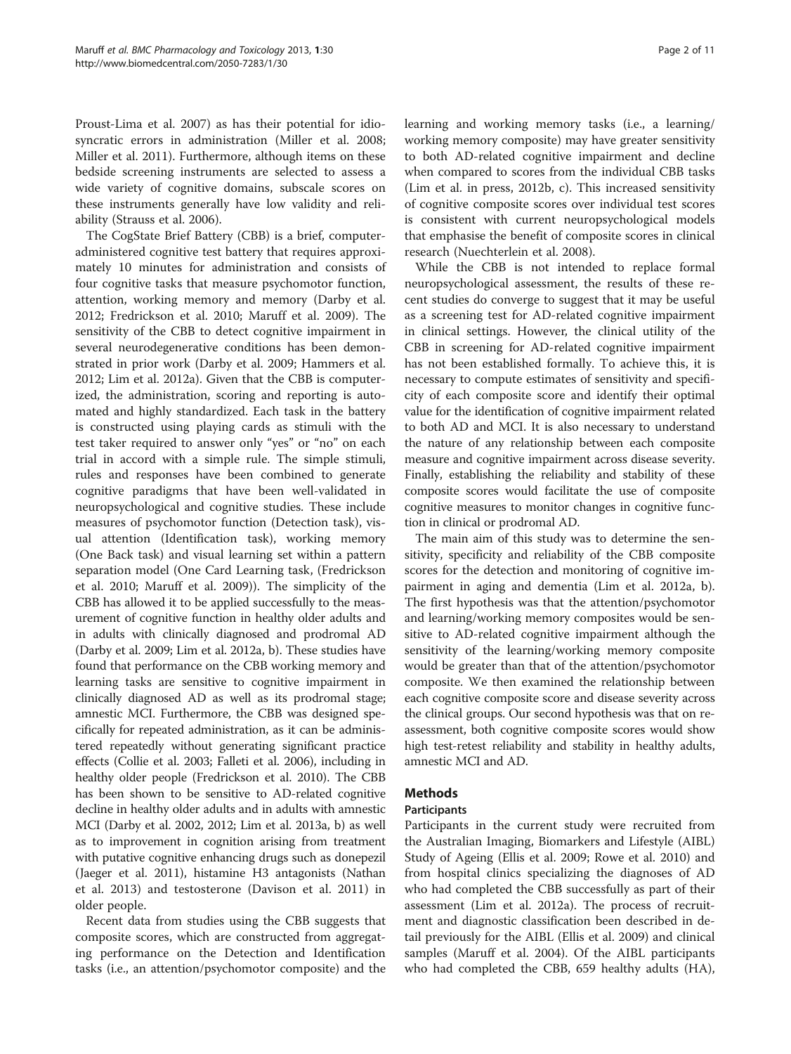Proust-Lima et al. 2007) as has their potential for idiosyncratic errors in administration (Miller et al. 2008; Miller et al. 2011). Furthermore, although items on these bedside screening instruments are selected to assess a wide variety of cognitive domains, subscale scores on these instruments generally have low validity and reliability (Strauss et al. 2006).

The CogState Brief Battery (CBB) is a brief, computer-administered cognitive test battery that requires approximately 10 minutes for administration and consists of four cognitive tasks that measure psychomotor function, attention, working memory and memory (Darby et al. 2012; Fredrickson et al. 2010; Maruff et al. 2009). The sensitivity of the CBB to detect cognitive impairment in several neurodegenerative conditions has been demonstrated in prior work (Darby et al. 2009; Hammers et al. 2012; Lim et al. 2012a). Given that the CBB is computerized, the administration, scoring and reporting is automated and highly standardized. Each task in the battery is constructed using playing cards as stimuli with the test taker required to answer only "yes" or "no" on each trial in accord with a simple rule. The simple stimuli, rules and responses have been combined to generate cognitive paradigms that have been well-validated in neuropsychological and cognitive studies. These include measures of psychomotor function (Detection task), visual attention (Identification task), working memory (One Back task) and visual learning set within a pattern separation model (One Card Learning task, (Fredrickson et al. 2010; Maruff et al. 2009)). The simplicity of the CBB has allowed it to be applied successfully to the measurement of cognitive function in healthy older adults and in adults with clinically diagnosed and prodromal AD (Darby et al. 2009; Lim et al. 2012a, b). These studies have found that performance on the CBB working memory and learning tasks are sensitive to cognitive impairment in clinically diagnosed AD as well as its prodromal stage; amnestic MCI. Furthermore, the CBB was designed specifically for repeated administration, as it can be administered repeatedly without generating significant practice effects (Collie et al. 2003; Falleti et al. 2006), including in healthy older people (Fredrickson et al. 2010). The CBB has been shown to be sensitive to AD-related cognitive decline in healthy older adults and in adults with amnestic MCI (Darby et al. 2002, 2012; Lim et al. 2013a, b) as well as to improvement in cognition arising from treatment with putative cognitive enhancing drugs such as donepezil (Jaeger et al. 2011), histamine H3 antagonists (Nathan et al. 2013) and testosterone (Davison et al. 2011) in older people.

Recent data from studies using the CBB suggests that composite scores, which are constructed from aggregating performance on the Detection and Identification tasks (i.e., an attention/psychomotor composite) and the learning and working memory tasks (i.e., a learning/working memory composite) may have greater sensitivity to both AD-related cognitive impairment and decline when compared to scores from the individual CBB tasks (Lim et al. in press, 2012b, c). This increased sensitivity of cognitive composite scores over individual test scores is consistent with current neuropsychological models that emphasise the benefit of composite scores in clinical research (Nuechterlein et al. 2008).

While the CBB is not intended to replace formal neuropsychological assessment, the results of these recent studies do converge to suggest that it may be useful as a screening test for AD-related cognitive impairment in clinical settings. However, the clinical utility of the CBB in screening for AD-related cognitive impairment has not been established formally. To achieve this, it is necessary to compute estimates of sensitivity and specificity of each composite score and identify their optimal value for the identification of cognitive impairment related to both AD and MCI. It is also necessary to understand the nature of any relationship between each composite measure and cognitive impairment across disease severity. Finally, establishing the reliability and stability of these composite scores would facilitate the use of composite cognitive measures to monitor changes in cognitive function in clinical or prodromal AD.

The main aim of this study was to determine the sensitivity, specificity and reliability of the CBB composite scores for the detection and monitoring of cognitive impairment in aging and dementia (Lim et al. 2012a, b). The first hypothesis was that the attention/psychomotor and learning/working memory composites would be sensitive to AD-related cognitive impairment although the sensitivity of the learning/working memory composite would be greater than that of the attention/psychomotor composite. We then examined the relationship between each cognitive composite score and disease severity across the clinical groups. Our second hypothesis was that on reassessment, both cognitive composite scores would show high test-retest reliability and stability in healthy adults, amnestic MCI and AD.

## Methods

### Participants

Participants in the current study were recruited from the Australian Imaging, Biomarkers and Lifestyle (AIBL) Study of Ageing (Ellis et al. 2009; Rowe et al. 2010) and from hospital clinics specializing the diagnoses of AD who had completed the CBB successfully as part of their assessment (Lim et al. 2012a). The process of recruitment and diagnostic classification been described in detail previously for the AIBL (Ellis et al. 2009) and clinical samples (Maruff et al. 2004). Of the AIBL participants who had completed the CBB, 659 healthy adults (HA),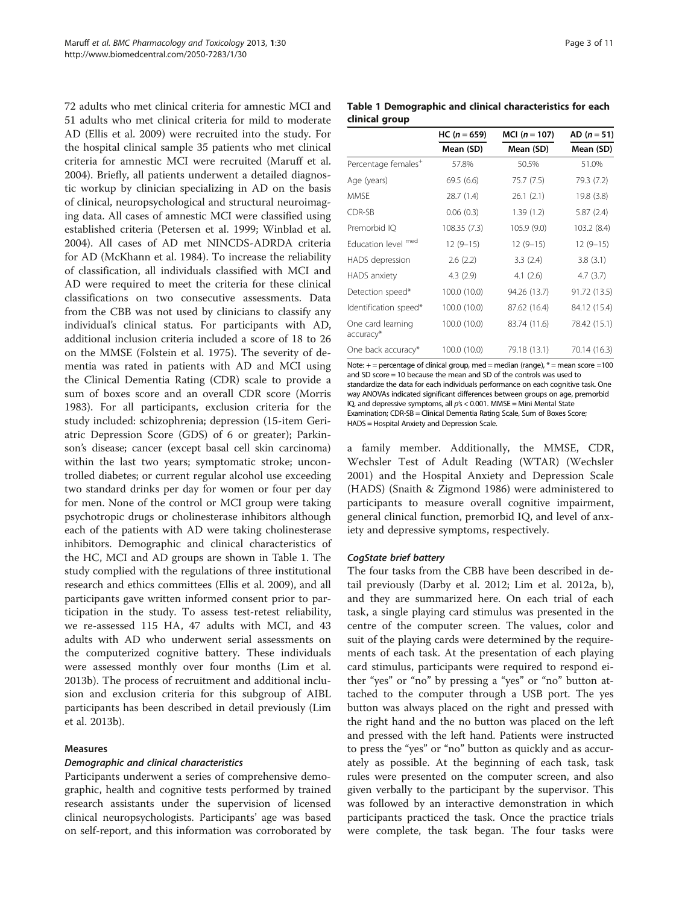72 adults who met clinical criteria for amnestic MCI and 51 adults who met clinical criteria for mild to moderate AD (Ellis et al. 2009) were recruited into the study. For the hospital clinical sample 35 patients who met clinical criteria for amnestic MCI were recruited (Maruff et al. 2004). Briefly, all patients underwent a detailed diagnostic workup by clinician specializing in AD on the basis of clinical, neuropsychological and structural neuroimaging data. All cases of amnestic MCI were classified using established criteria (Petersen et al. 1999; Winblad et al. 2004). All cases of AD met NINCDS-ADRDA criteria for AD (McKhann et al. 1984). To increase the reliability of classification, all individuals classified with MCI and AD were required to meet the criteria for these clinical classifications on two consecutive assessments. Data from the CBB was not used by clinicians to classify any individual's clinical status. For participants with AD, additional inclusion criteria included a score of 18 to 26 on the MMSE (Folstein et al. 1975). The severity of dementia was rated in patients with AD and MCI using the Clinical Dementia Rating (CDR) scale to provide a sum of boxes score and an overall CDR score (Morris 1983). For all participants, exclusion criteria for the study included: schizophrenia; depression (15-item Geriatric Depression Score (GDS) of 6 or greater); Parkinson's disease; cancer (except basal cell skin carcinoma) within the last two years; symptomatic stroke; uncontrolled diabetes; or current regular alcohol use exceeding two standard drinks per day for women or four per day for men. None of the control or MCI group were taking psychotropic drugs or cholinesterase inhibitors although each of the patients with AD were taking cholinesterase inhibitors. Demographic and clinical characteristics of the HC, MCI and AD groups are shown in Table 1. The study complied with the regulations of three institutional research and ethics committees (Ellis et al. 2009), and all participants gave written informed consent prior to participation in the study. To assess test-retest reliability, we re-assessed 115 HA, 47 adults with MCI, and 43 adults with AD who underwent serial assessments on the computerized cognitive battery. These individuals were assessed monthly over four months (Lim et al. 2013b). The process of recruitment and additional inclusion and exclusion criteria for this subgroup of AIBL participants has been described in detail previously (Lim et al. 2013b).

**Table 1 Demographic and clinical characteristics for each clinical group**

| | HC ($n = 659$) | MCI ($n = 107$) | AD ($n = 51$) |
|---|---|---|---|
| | Mean (SD) | Mean (SD) | Mean (SD) |
| Percentage females⁺ | 57.8% | 50.5% | 51.0% |
| Age (years) | 69.5 (6.6) | 75.7 (7.5) | 79.3 (7.2) |
| MMSE | 28.7 (1.4) | 26.1 (2.1) | 19.8 (3.8) |
| CDR-SB | 0.06 (0.3) | 1.39 (1.2) | 5.87 (2.4) |
| Premorbid IQ | 108.35 (7.3) | 105.9 (9.0) | 103.2 (8.4) |
| Education level [med] | 12 (9–15) | 12 (9–15) | 12 (9–15) |
| HADS depression | 2.6 (2.2) | 3.3 (2.4) | 3.8 (3.1) |
| HADS anxiety | 4.3 (2.9) | 4.1 (2.6) | 4.7 (3.7) |
| Detection speed* | 100.0 (10.0) | 94.26 (13.7) | 91.72 (13.5) |
| Identification speed* | 100.0 (10.0) | 87.62 (16.4) | 84.12 (15.4) |
| One card learning accuracy* | 100.0 (10.0) | 83.74 (11.6) | 78.42 (15.1) |
| One back accuracy* | 100.0 (10.0) | 79.18 (13.1) | 70.14 (16.3) |

Note: + = percentage of clinical group, med = median (range), * = mean score =100 and SD score = 10 because the mean and SD of the controls was used to standardize the data for each individuals performance on each cognitive task. One way ANOVAs indicated significant differences between groups on age, premorbid IQ, and depressive symptoms, all $p$'s < 0.001. MMSE = Mini Mental State Examination; CDR-SB = Clinical Dementia Rating Scale, Sum of Boxes Score; HADS = Hospital Anxiety and Depression Scale.

### Measures

#### *Demographic and clinical characteristics*

Participants underwent a series of comprehensive demographic, health and cognitive tests performed by trained research assistants under the supervision of licensed clinical neuropsychologists. Participants' age was based on self-report, and this information was corroborated by a family member. Additionally, the MMSE, CDR, Wechsler Test of Adult Reading (WTAR) (Wechsler 2001) and the Hospital Anxiety and Depression Scale (HADS) (Snaith & Zigmond 1986) were administered to participants to measure overall cognitive impairment, general clinical function, premorbid IQ, and level of anxiety and depressive symptoms, respectively.

#### *CogState brief battery*

The four tasks from the CBB have been described in detail previously (Darby et al. 2012; Lim et al. 2012a, b), and they are summarized here. On each trial of each task, a single playing card stimulus was presented in the centre of the computer screen. The values, color and suit of the playing cards were determined by the requirements of each task. At the presentation of each playing card stimulus, participants were required to respond either "yes" or "no" by pressing a "yes" or "no" button attached to the computer through a USB port. The yes button was always placed on the right and pressed with the right hand and the no button was placed on the left and pressed with the left hand. Patients were instructed to press the "yes" or "no" button as quickly and as accurately as possible. At the beginning of each task, task rules were presented on the computer screen, and also given verbally to the participant by the supervisor. This was followed by an interactive demonstration in which participants practiced the task. Once the practice trials were complete, the task began. The four tasks were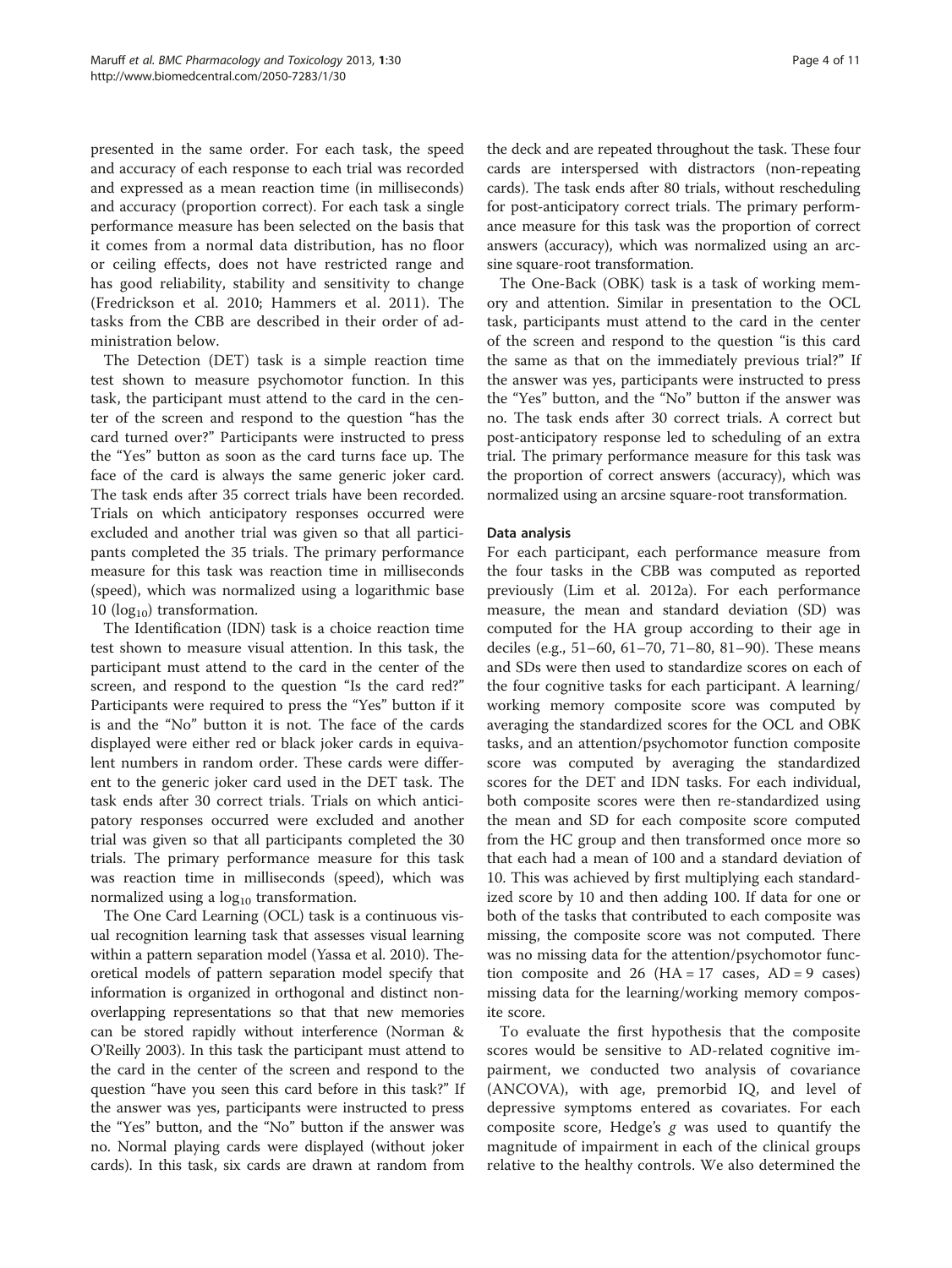presented in the same order. For each task, the speed and accuracy of each response to each trial was recorded and expressed as a mean reaction time (in milliseconds) and accuracy (proportion correct). For each task a single performance measure has been selected on the basis that it comes from a normal data distribution, has no floor or ceiling effects, does not have restricted range and has good reliability, stability and sensitivity to change (Fredrickson et al. 2010; Hammers et al. 2011). The tasks from the CBB are described in their order of administration below.

The Detection (DET) task is a simple reaction time test shown to measure psychomotor function. In this task, the participant must attend to the card in the center of the screen and respond to the question "has the card turned over?" Participants were instructed to press the "Yes" button as soon as the card turns face up. The face of the card is always the same generic joker card. The task ends after 35 correct trials have been recorded. Trials on which anticipatory responses occurred were excluded and another trial was given so that all participants completed the 35 trials. The primary performance measure for this task was reaction time in milliseconds (speed), which was normalized using a logarithmic base 10 ($\log_{10}$) transformation.

The Identification (IDN) task is a choice reaction time test shown to measure visual attention. In this task, the participant must attend to the card in the center of the screen, and respond to the question "Is the card red?" Participants were required to press the "Yes" button if it is and the "No" button it is not. The face of the cards displayed were either red or black joker cards in equivalent numbers in random order. These cards were different to the generic joker card used in the DET task. The task ends after 30 correct trials. Trials on which anticipatory responses occurred were excluded and another trial was given so that all participants completed the 30 trials. The primary performance measure for this task was reaction time in milliseconds (speed), which was normalized using a $\log_{10}$ transformation.

The One Card Learning (OCL) task is a continuous visual recognition learning task that assesses visual learning within a pattern separation model (Yassa et al. 2010). Theoretical models of pattern separation model specify that information is organized in orthogonal and distinct non-overlapping representations so that that new memories can be stored rapidly without interference (Norman & O'Reilly 2003). In this task the participant must attend to the card in the center of the screen and respond to the question "have you seen this card before in this task?" If the answer was yes, participants were instructed to press the "Yes" button, and the "No" button if the answer was no. Normal playing cards were displayed (without joker cards). In this task, six cards are drawn at random from the deck and are repeated throughout the task. These four cards are interspersed with distractors (non-repeating cards). The task ends after 80 trials, without rescheduling for post-anticipatory correct trials. The primary performance measure for this task was the proportion of correct answers (accuracy), which was normalized using an arcsine square-root transformation.

The One-Back (OBK) task is a task of working memory and attention. Similar in presentation to the OCL task, participants must attend to the card in the center of the screen and respond to the question "is this card the same as that on the immediately previous trial?" If the answer was yes, participants were instructed to press the "Yes" button, and the "No" button if the answer was no. The task ends after 30 correct trials. A correct but post-anticipatory response led to scheduling of an extra trial. The primary performance measure for this task was the proportion of correct answers (accuracy), which was normalized using an arcsine square-root transformation.

### Data analysis

For each participant, each performance measure from the four tasks in the CBB was computed as reported previously (Lim et al. 2012a). For each performance measure, the mean and standard deviation (SD) was computed for the HA group according to their age in deciles (e.g., 51–60, 61–70, 71–80, 81–90). These means and SDs were then used to standardize scores on each of the four cognitive tasks for each participant. A learning/working memory composite score was computed by averaging the standardized scores for the OCL and OBK tasks, and an attention/psychomotor function composite score was computed by averaging the standardized scores for the DET and IDN tasks. For each individual, both composite scores were then re-standardized using the mean and SD for each composite score computed from the HC group and then transformed once more so that each had a mean of 100 and a standard deviation of 10. This was achieved by first multiplying each standardized score by 10 and then adding 100. If data for one or both of the tasks that contributed to each composite was missing, the composite score was not computed. There was no missing data for the attention/psychomotor function composite and 26 (HA = 17 cases, AD = 9 cases) missing data for the learning/working memory composite score.

To evaluate the first hypothesis that the composite scores would be sensitive to AD-related cognitive impairment, we conducted two analysis of covariance (ANCOVA), with age, premorbid IQ, and level of depressive symptoms entered as covariates. For each composite score, Hedge's $g$ was used to quantify the magnitude of impairment in each of the clinical groups relative to the healthy controls. We also determined the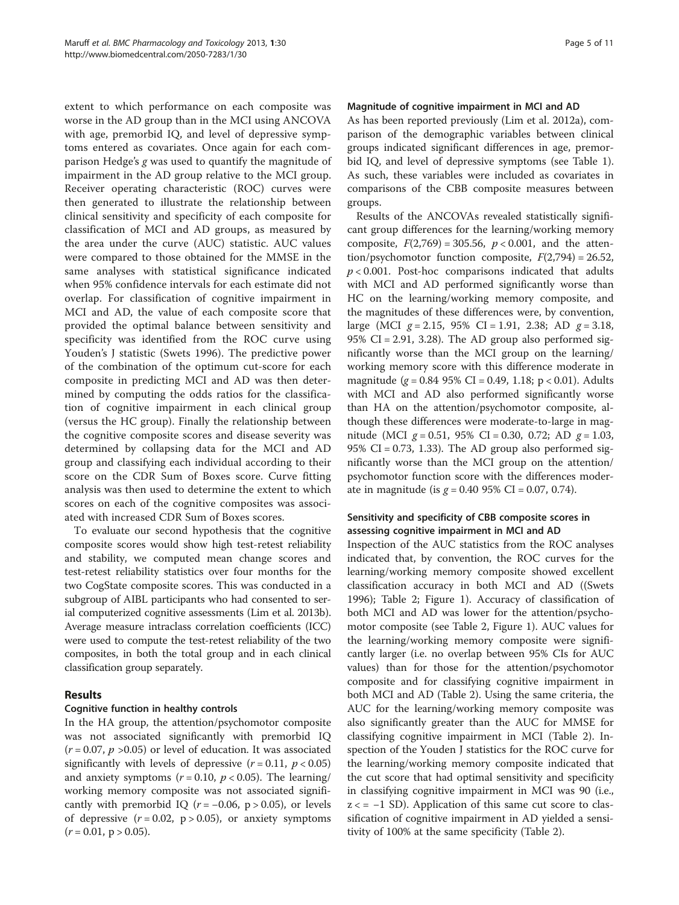extent to which performance on each composite was worse in the AD group than in the MCI using ANCOVA with age, premorbid IQ, and level of depressive symptoms entered as covariates. Once again for each comparison Hedge's $g$ was used to quantify the magnitude of impairment in the AD group relative to the MCI group. Receiver operating characteristic (ROC) curves were then generated to illustrate the relationship between clinical sensitivity and specificity of each composite for classification of MCI and AD groups, as measured by the area under the curve (AUC) statistic. AUC values were compared to those obtained for the MMSE in the same analyses with statistical significance indicated when 95% confidence intervals for each estimate did not overlap. For classification of cognitive impairment in MCI and AD, the value of each composite score that provided the optimal balance between sensitivity and specificity was identified from the ROC curve using Youden's J statistic (Swets 1996). The predictive power of the combination of the optimum cut-score for each composite in predicting MCI and AD was then determined by computing the odds ratios for the classification of cognitive impairment in each clinical group (versus the HC group). Finally the relationship between the cognitive composite scores and disease severity was determined by collapsing data for the MCI and AD group and classifying each individual according to their score on the CDR Sum of Boxes score. Curve fitting analysis was then used to determine the extent to which scores on each of the cognitive composites was associated with increased CDR Sum of Boxes scores.

To evaluate our second hypothesis that the cognitive composite scores would show high test-retest reliability and stability, we computed mean change scores and test-retest reliability statistics over four months for the two CogState composite scores. This was conducted in a subgroup of AIBL participants who had consented to serial computerized cognitive assessments (Lim et al. 2013b). Average measure intraclass correlation coefficients (ICC) were used to compute the test-retest reliability of the two composites, in both the total group and in each clinical classification group separately.

## Results

### Cognitive function in healthy controls

In the HA group, the attention/psychomotor composite was not associated significantly with premorbid IQ ($r = 0.07$, $p > 0.05$) or level of education. It was associated significantly with levels of depressive ($r = 0.11$, $p < 0.05$) and anxiety symptoms ($r = 0.10$, $p < 0.05$). The learning/working memory composite was not associated significantly with premorbid IQ ($r = -0.06$, $p > 0.05$), or levels of depressive ($r = 0.02$, $p > 0.05$), or anxiety symptoms ($r = 0.01$, $p > 0.05$).

### Magnitude of cognitive impairment in MCI and AD

As has been reported previously (Lim et al. 2012a), comparison of the demographic variables between clinical groups indicated significant differences in age, premorbid IQ, and level of depressive symptoms (see Table 1). As such, these variables were included as covariates in comparisons of the CBB composite measures between groups.

Results of the ANCOVAs revealed statistically significant group differences for the learning/working memory composite, $F(2,769) = 305.56$, $p < 0.001$, and the attention/psychomotor function composite, $F(2,794) = 26.52$, $p < 0.001$. Post-hoc comparisons indicated that adults with MCI and AD performed significantly worse than HC on the learning/working memory composite, and the magnitudes of these differences were, by convention, large (MCI $g = 2.15$, 95% CI = 1.91, 2.38; AD $g = 3.18$, 95% CI = 2.91, 3.28). The AD group also performed significantly worse than the MCI group on the learning/working memory score with this difference moderate in magnitude ($g = 0.84$ 95% CI = 0.49, 1.18; $p < 0.01$). Adults with MCI and AD also performed significantly worse than HA on the attention/psychomotor composite, although these differences were moderate-to-large in magnitude (MCI $g = 0.51$, 95% CI = 0.30, 0.72; AD $g = 1.03$, 95% CI = 0.73, 1.33). The AD group also performed significantly worse than the MCI group on the attention/psychomotor function score with the differences moderate in magnitude (is $g = 0.40$ 95% CI = 0.07, 0.74).

### Sensitivity and specificity of CBB composite scores in assessing cognitive impairment in MCI and AD

Inspection of the AUC statistics from the ROC analyses indicated that, by convention, the ROC curves for the learning/working memory composite showed excellent classification accuracy in both MCI and AD ((Swets 1996); Table 2; Figure 1). Accuracy of classification of both MCI and AD was lower for the attention/psychomotor composite (see Table 2, Figure 1). AUC values for the learning/working memory composite were significantly larger (i.e. no overlap between 95% CIs for AUC values) than for those for the attention/psychomotor composite and for classifying cognitive impairment in both MCI and AD (Table 2). Using the same criteria, the AUC for the learning/working memory composite was also significantly greater than the AUC for MMSE for classifying cognitive impairment in MCI (Table 2). Inspection of the Youden J statistics for the ROC curve for the learning/working memory composite indicated that the cut score that had optimal sensitivity and specificity in classifying cognitive impairment in MCI was 90 (i.e., $z <= -1$ SD). Application of this same cut score to classification of cognitive impairment in AD yielded a sensitivity of 100% at the same specificity (Table 2).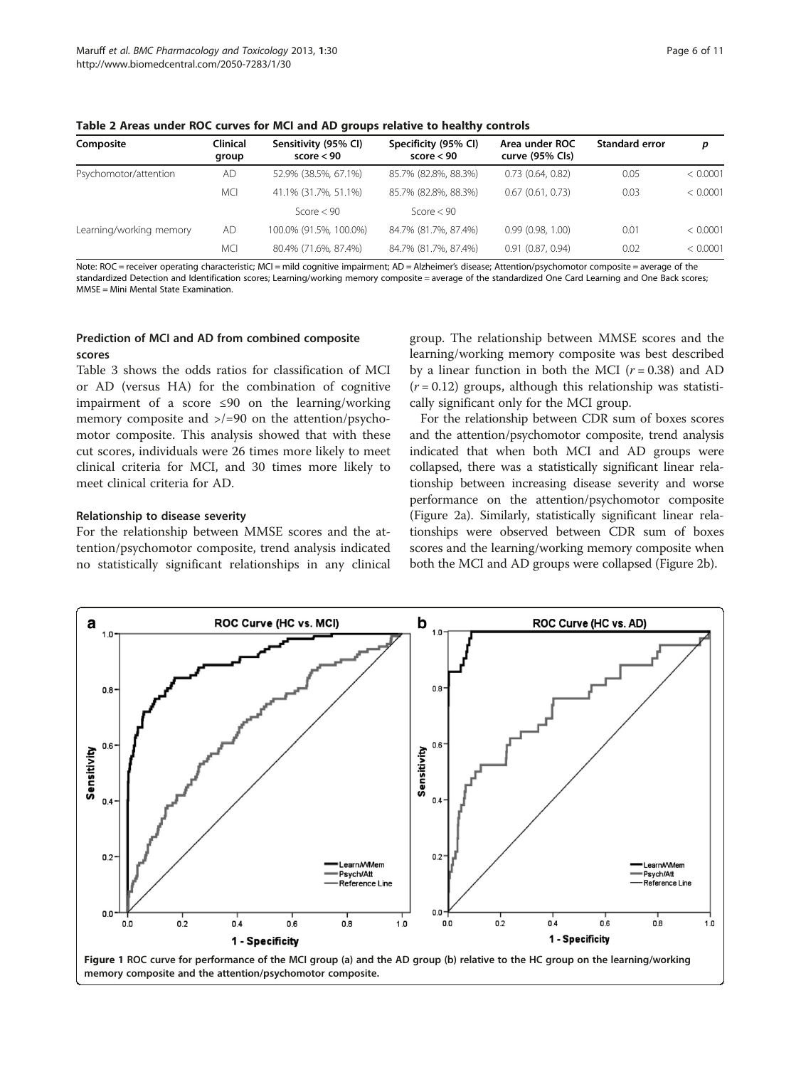**Table 2 Areas under ROC curves for MCI and AD groups relative to healthy controls**

| Composite | Clinical group | Sensitivity (95% CI) score < 90 | Specificity (95% CI) score < 90 | Area under ROC curve (95% CIs) | Standard error | p |
|---|---|---|---|---|---|---|
| Psychomotor/attention | AD | 52.9% (38.5%, 67.1%) | 85.7% (82.8%, 88.3%) | 0.73 (0.64, 0.82) | 0.05 | < 0.0001 |
| | MCI | 41.1% (31.7%, 51.1%) | 85.7% (82.8%, 88.3%) | 0.67 (0.61, 0.73) | 0.03 | < 0.0001 |
| | | Score < 90 | Score < 90 | | | |
| Learning/working memory | AD | 100.0% (91.5%, 100.0%) | 84.7% (81.7%, 87.4%) | 0.99 (0.98, 1.00) | 0.01 | < 0.0001 |
| | MCI | 80.4% (71.6%, 87.4%) | 84.7% (81.7%, 87.4%) | 0.91 (0.87, 0.94) | 0.02 | < 0.0001 |

Note: ROC = receiver operating characteristic; MCI = mild cognitive impairment; AD = Alzheimer's disease; Attention/psychomotor composite = average of the standardized Detection and Identification scores; Learning/working memory composite = average of the standardized One Card Learning and One Back scores; MMSE = Mini Mental State Examination.

### Prediction of MCI and AD from combined composite scores

Table 3 shows the odds ratios for classification of MCI or AD (versus HA) for the combination of cognitive impairment of a score ≤90 on the learning/working memory composite and >/=90 on the attention/psychomotor composite. This analysis showed that with these cut scores, individuals were 26 times more likely to meet clinical criteria for MCI, and 30 times more likely to meet clinical criteria for AD.

### Relationship to disease severity

For the relationship between MMSE scores and the attention/psychomotor composite, trend analysis indicated no statistically significant relationships in any clinical group. The relationship between MMSE scores and the learning/working memory composite was best described by a linear function in both the MCI ($r = 0.38$) and AD ($r = 0.12$) groups, although this relationship was statistically significant only for the MCI group.

For the relationship between CDR sum of boxes scores and the attention/psychomotor composite, trend analysis indicated that when both MCI and AD groups were collapsed, there was a statistically significant linear relationship between increasing disease severity and worse performance on the attention/psychomotor composite (Figure 2a). Similarly, statistically significant linear relationships were observed between CDR sum of boxes scores and the learning/working memory composite when both the MCI and AD groups were collapsed (Figure 2b).

**Figure 1** ROC curve for performance of the MCI group (a) and the AD group (b) relative to the HC group on the learning/working memory composite and the attention/psychomotor composite.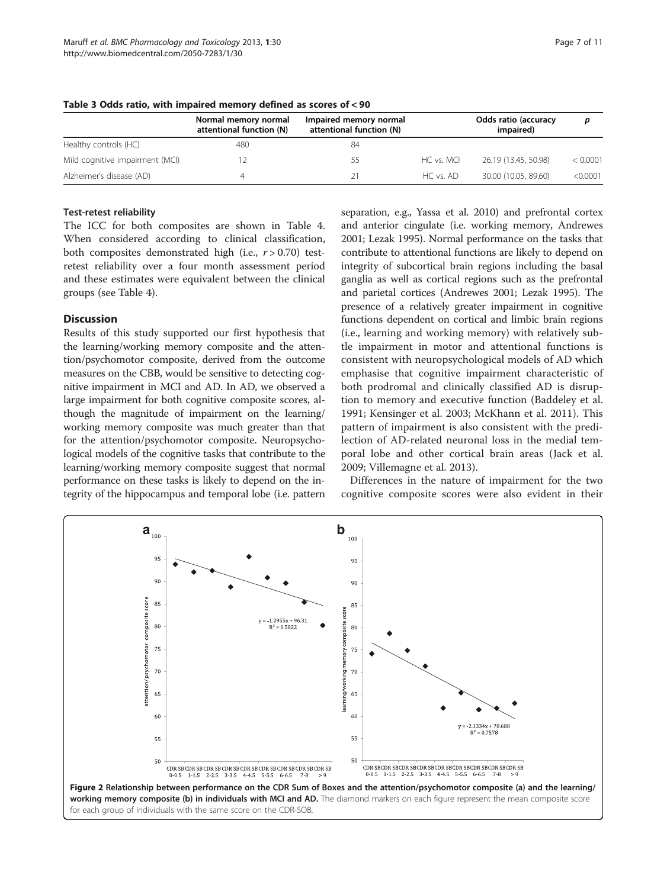**Table 3 Odds ratio, with impaired memory defined as scores of < 90**

| | Normal memory normal attentional function (N) | Impaired memory normal attentional function (N) | | Odds ratio (accuracy impaired) | p |
|---|---|---|---|---|---|
| Healthy controls (HC) | 480 | 84 | | | |
| Mild cognitive impairment (MCI) | 12 | 55 | HC vs. MCI | 26.19 (13.45, 50.98) | < 0.0001 |
| Alzheimer's disease (AD) | 4 | 21 | HC vs. AD | 30.00 (10.05, 89.60) | <0.0001 |

### Test-retest reliability

The ICC for both composites are shown in Table 4. When considered according to clinical classification, both composites demonstrated high (i.e., $r > 0.70$) test-retest reliability over a four month assessment period and these estimates were equivalent between the clinical groups (see Table 4).

## Discussion

Results of this study supported our first hypothesis that the learning/working memory composite and the attention/psychomotor composite, derived from the outcome measures on the CBB, would be sensitive to detecting cognitive impairment in MCI and AD. In AD, we observed a large impairment for both cognitive composite scores, although the magnitude of impairment on the learning/working memory composite was much greater than that for the attention/psychomotor composite. Neuropsychological models of the cognitive tasks that contribute to the learning/working memory composite suggest that normal performance on these tasks is likely to depend on the integrity of the hippocampus and temporal lobe (i.e. pattern separation, e.g., Yassa et al. 2010) and prefrontal cortex and anterior cingulate (i.e. working memory, Andrewes 2001; Lezak 1995). Normal performance on the tasks that contribute to attentional functions are likely to depend on integrity of subcortical brain regions including the basal ganglia as well as cortical regions such as the prefrontal and parietal cortices (Andrewes 2001; Lezak 1995). The presence of a relatively greater impairment in cognitive functions dependent on cortical and limbic brain regions (i.e., learning and working memory) with relatively subtle impairment in motor and attentional functions is consistent with neuropsychological models of AD which emphasise that cognitive impairment characteristic of both prodromal and clinically classified AD is disruption to memory and executive function (Baddeley et al. 1991; Kensinger et al. 2003; McKhann et al. 2011). This pattern of impairment is also consistent with the predilection of AD-related neuronal loss in the medial temporal lobe and other cortical brain areas (Jack et al. 2009; Villemagne et al. 2013).

Differences in the nature of impairment for the two cognitive composite scores were also evident in their

**Figure 2 Relationship between performance on the CDR Sum of Boxes and the attention/psychomotor composite (a) and the learning/working memory composite (b) in individuals with MCI and AD.** The diamond markers on each figure represent the mean composite score for each group of individuals with the same score on the CDR-SOB.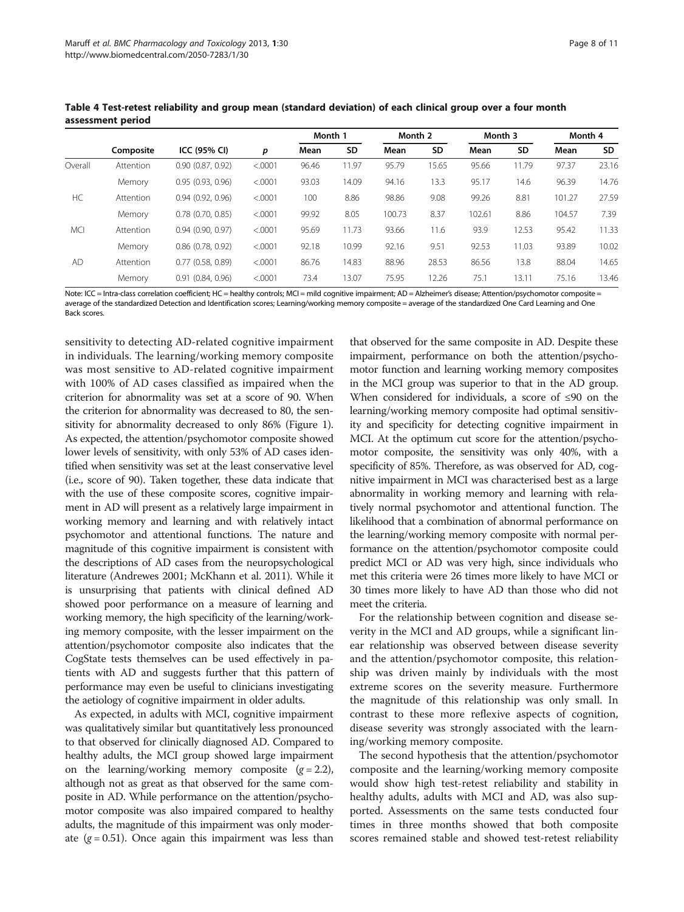**Table 4 Test-retest reliability and group mean (standard deviation) of each clinical group over a four month assessment period**

| | Composite | ICC (95% CI) | *p* | Month 1 | | Month 2 | | Month 3 | | Month 4 | |
|---|---|---|---|---|---|---|---|---|---|---|---|
| | | | | Mean | SD | Mean | SD | Mean | SD | Mean | SD |
| Overall | Attention | 0.90 (0.87, 0.92) | <.0001 | 96.46 | 11.97 | 95.79 | 15.65 | 95.66 | 11.79 | 97.37 | 23.16 |
| | Memory | 0.95 (0.93, 0.96) | <.0001 | 93.03 | 14.09 | 94.16 | 13.3 | 95.17 | 14.6 | 96.39 | 14.76 |
| HC | Attention | 0.94 (0.92, 0.96) | <.0001 | 100 | 8.86 | 98.86 | 9.08 | 99.26 | 8.81 | 101.27 | 27.59 |
| | Memory | 0.78 (0.70, 0.85) | <.0001 | 99.92 | 8.05 | 100.73 | 8.37 | 102.61 | 8.86 | 104.57 | 7.39 |
| MCI | Attention | 0.94 (0.90, 0.97) | <.0001 | 95.69 | 11.73 | 93.66 | 11.6 | 93.9 | 12.53 | 95.42 | 11.33 |
| | Memory | 0.86 (0.78, 0.92) | <.0001 | 92.18 | 10.99 | 92.16 | 9.51 | 92.53 | 11.03 | 93.89 | 10.02 |
| AD | Attention | 0.77 (0.58, 0.89) | <.0001 | 86.76 | 14.83 | 88.96 | 28.53 | 86.56 | 13.8 | 88.04 | 14.65 |
| | Memory | 0.91 (0.84, 0.96) | <.0001 | 73.4 | 13.07 | 75.95 | 12.26 | 75.1 | 13.11 | 75.16 | 13.46 |

Note: ICC = Intra-class correlation coefficient; HC = healthy controls; MCI = mild cognitive impairment; AD = Alzheimer's disease; Attention/psychomotor composite = average of the standardized Detection and Identification scores; Learning/working memory composite = average of the standardized One Card Learning and One Back scores.

sensitivity to detecting AD-related cognitive impairment in individuals. The learning/working memory composite was most sensitive to AD-related cognitive impairment with 100% of AD cases classified as impaired when the criterion for abnormality was set at a score of 90. When the criterion for abnormality was decreased to 80, the sensitivity for abnormality decreased to only 86% (Figure 1). As expected, the attention/psychomotor composite showed lower levels of sensitivity, with only 53% of AD cases identified when sensitivity was set at the least conservative level (i.e., score of 90). Taken together, these data indicate that with the use of these composite scores, cognitive impairment in AD will present as a relatively large impairment in working memory and learning and with relatively intact psychomotor and attentional functions. The nature and magnitude of this cognitive impairment is consistent with the descriptions of AD cases from the neuropsychological literature (Andrewes 2001; McKhann et al. 2011). While it is unsurprising that patients with clinical defined AD showed poor performance on a measure of learning and working memory, the high specificity of the learning/working memory composite, with the lesser impairment on the attention/psychomotor composite also indicates that the CogState tests themselves can be used effectively in patients with AD and suggests further that this pattern of performance may even be useful to clinicians investigating the aetiology of cognitive impairment in older adults.

As expected, in adults with MCI, cognitive impairment was qualitatively similar but quantitatively less pronounced to that observed for clinically diagnosed AD. Compared to healthy adults, the MCI group showed large impairment on the learning/working memory composite ($g = 2.2$), although not as great as that observed for the same composite in AD. While performance on the attention/psychomotor composite was also impaired compared to healthy adults, the magnitude of this impairment was only moderate ($g = 0.51$). Once again this impairment was less than that observed for the same composite in AD. Despite these impairment, performance on both the attention/psychomotor function and learning working memory composites in the MCI group was superior to that in the AD group. When considered for individuals, a score of ≤90 on the learning/working memory composite had optimal sensitivity and specificity for detecting cognitive impairment in MCI. At the optimum cut score for the attention/psychomotor composite, the sensitivity was only 40%, with a specificity of 85%. Therefore, as was observed for AD, cognitive impairment in MCI was characterised best as a large abnormality in working memory and learning with relatively normal psychomotor and attentional function. The likelihood that a combination of abnormal performance on the learning/working memory composite with normal performance on the attention/psychomotor composite could predict MCI or AD was very high, since individuals who met this criteria were 26 times more likely to have MCI or 30 times more likely to have AD than those who did not meet the criteria.

For the relationship between cognition and disease severity in the MCI and AD groups, while a significant linear relationship was observed between disease severity and the attention/psychomotor composite, this relationship was driven mainly by individuals with the most extreme scores on the severity measure. Furthermore the magnitude of this relationship was only small. In contrast to these more reflexive aspects of cognition, disease severity was strongly associated with the learning/working memory composite.

The second hypothesis that the attention/psychomotor composite and the learning/working memory composite would show high test-retest reliability and stability in healthy adults, adults with MCI and AD, was also supported. Assessments on the same tests conducted four times in three months showed that both composite scores remained stable and showed test-retest reliability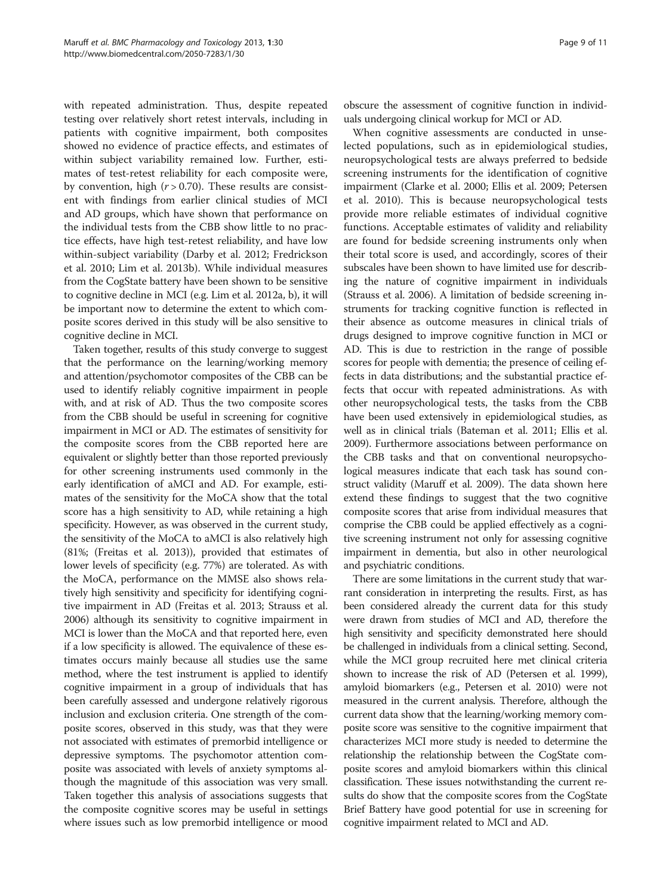with repeated administration. Thus, despite repeated testing over relatively short retest intervals, including in patients with cognitive impairment, both composites showed no evidence of practice effects, and estimates of within subject variability remained low. Further, estimates of test-retest reliability for each composite were, by convention, high ($r > 0.70$). These results are consistent with findings from earlier clinical studies of MCI and AD groups, which have shown that performance on the individual tests from the CBB show little to no practice effects, have high test-retest reliability, and have low within-subject variability (Darby et al. 2012; Fredrickson et al. 2010; Lim et al. 2013b). While individual measures from the CogState battery have been shown to be sensitive to cognitive decline in MCI (e.g. Lim et al. 2012a, b), it will be important now to determine the extent to which composite scores derived in this study will be also sensitive to cognitive decline in MCI.

Taken together, results of this study converge to suggest that the performance on the learning/working memory and attention/psychomotor composites of the CBB can be used to identify reliably cognitive impairment in people with, and at risk of AD. Thus the two composite scores from the CBB should be useful in screening for cognitive impairment in MCI or AD. The estimates of sensitivity for the composite scores from the CBB reported here are equivalent or slightly better than those reported previously for other screening instruments used commonly in the early identification of aMCI and AD. For example, estimates of the sensitivity for the MoCA show that the total score has a high sensitivity to AD, while retaining a high specificity. However, as was observed in the current study, the sensitivity of the MoCA to aMCI is also relatively high (81%; (Freitas et al. 2013)), provided that estimates of lower levels of specificity (e.g. 77%) are tolerated. As with the MoCA, performance on the MMSE also shows relatively high sensitivity and specificity for identifying cognitive impairment in AD (Freitas et al. 2013; Strauss et al. 2006) although its sensitivity to cognitive impairment in MCI is lower than the MoCA and that reported here, even if a low specificity is allowed. The equivalence of these estimates occurs mainly because all studies use the same method, where the test instrument is applied to identify cognitive impairment in a group of individuals that has been carefully assessed and undergone relatively rigorous inclusion and exclusion criteria. One strength of the composite scores, observed in this study, was that they were not associated with estimates of premorbid intelligence or depressive symptoms. The psychomotor attention composite was associated with levels of anxiety symptoms although the magnitude of this association was very small. Taken together this analysis of associations suggests that the composite cognitive scores may be useful in settings where issues such as low premorbid intelligence or mood obscure the assessment of cognitive function in individuals undergoing clinical workup for MCI or AD.

When cognitive assessments are conducted in unselected populations, such as in epidemiological studies, neuropsychological tests are always preferred to bedside screening instruments for the identification of cognitive impairment (Clarke et al. 2000; Ellis et al. 2009; Petersen et al. 2010). This is because neuropsychological tests provide more reliable estimates of individual cognitive functions. Acceptable estimates of validity and reliability are found for bedside screening instruments only when their total score is used, and accordingly, scores of their subscales have been shown to have limited use for describing the nature of cognitive impairment in individuals (Strauss et al. 2006). A limitation of bedside screening instruments for tracking cognitive function is reflected in their absence as outcome measures in clinical trials of drugs designed to improve cognitive function in MCI or AD. This is due to restriction in the range of possible scores for people with dementia; the presence of ceiling effects in data distributions; and the substantial practice effects that occur with repeated administrations. As with other neuropsychological tests, the tasks from the CBB have been used extensively in epidemiological studies, as well as in clinical trials (Bateman et al. 2011; Ellis et al. 2009). Furthermore associations between performance on the CBB tasks and that on conventional neuropsychological measures indicate that each task has sound construct validity (Maruff et al. 2009). The data shown here extend these findings to suggest that the two cognitive composite scores that arise from individual measures that comprise the CBB could be applied effectively as a cognitive screening instrument not only for assessing cognitive impairment in dementia, but also in other neurological and psychiatric conditions.

There are some limitations in the current study that warrant consideration in interpreting the results. First, as has been considered already the current data for this study were drawn from studies of MCI and AD, therefore the high sensitivity and specificity demonstrated here should be challenged in individuals from a clinical setting. Second, while the MCI group recruited here met clinical criteria shown to increase the risk of AD (Petersen et al. 1999), amyloid biomarkers (e.g., Petersen et al. 2010) were not measured in the current analysis. Therefore, although the current data show that the learning/working memory composite score was sensitive to the cognitive impairment that characterizes MCI more study is needed to determine the relationship the relationship between the CogState composite scores and amyloid biomarkers within this clinical classification. These issues notwithstanding the current results do show that the composite scores from the CogState Brief Battery have good potential for use in screening for cognitive impairment related to MCI and AD.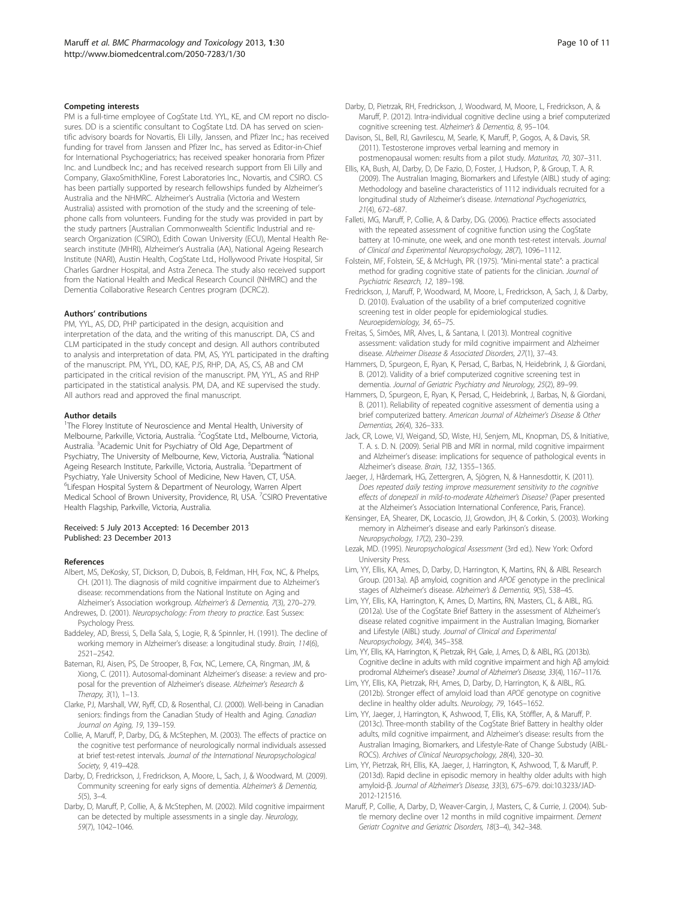### Competing interests

PM is a full-time employee of CogState Ltd. YYL, KE, and CM report no disclosures. DD is a scientific consultant to CogState Ltd. DA has served on scientific advisory boards for Novartis, Eli Lilly, Janssen, and Pfizer Inc.; has received funding for travel from Janssen and Pfizer Inc., has served as Editor-in-Chief for International Psychogeriatrics; has received speaker honoraria from Pfizer Inc. and Lundbeck Inc.; and has received research support from Eli Lilly and Company, GlaxoSmithKline, Forest Laboratories Inc., Novartis, and CSIRO. CS has been partially supported by research fellowships funded by Alzheimer's Australia and the NHMRC. Alzheimer's Australia (Victoria and Western Australia) assisted with promotion of the study and the screening of telephone calls from volunteers. Funding for the study was provided in part by the study partners [Australian Commonwealth Scientific Industrial and research Organization (CSIRO), Edith Cowan University (ECU), Mental Health Research institute (MHRI), Alzheimer's Australia (AA), National Ageing Research Institute (NARI), Austin Health, CogState Ltd., Hollywood Private Hospital, Sir Charles Gardner Hospital, and Astra Zeneca. The study also received support from the National Health and Medical Research Council (NHMRC) and the Dementia Collaborative Research Centres program (DCRC2).

### Authors' contributions

PM, YYL, AS, DD, PHP participated in the design, acquisition and interpretation of the data, and the writing of this manuscript. DA, CS and CLM participated in the study concept and design. All authors contributed to analysis and interpretation of data. PM, AS, YYL participated in the drafting of the manuscript. PM, YYL, DD, KAE, PJS, RHP, DA, AS, CS, AB and CM participated in the critical revision of the manuscript. PM, YYL, AS and RHP participated in the statistical analysis. PM, DA, and KE supervised the study. All authors read and approved the final manuscript.

### Author details

[1]The Florey Institute of Neuroscience and Mental Health, University of Melbourne, Parkville, Victoria, Australia. [2]CogState Ltd., Melbourne, Victoria, Australia. [3]Academic Unit for Psychiatry of Old Age, Department of Psychiatry, The University of Melbourne, Kew, Victoria, Australia. [4]National Ageing Research Institute, Parkville, Victoria, Australia. [5]Department of Psychiatry, Yale University School of Medicine, New Haven, CT, USA. [6]Lifespan Hospital System & Department of Neurology, Warren Alpert Medical School of Brown University, Providence, RI, USA. [7]CSIRO Preventative Health Flagship, Parkville, Victoria, Australia.

Received: 5 July 2013 Accepted: 16 December 2013
Published: 23 December 2013

### References

Albert, MS, DeKosky, ST, Dickson, D, Dubois, B, Feldman, HH, Fox, NC, & Phelps, CH. (2011). The diagnosis of mild cognitive impairment due to Alzheimer's disease: recommendations from the National Institute on Aging and Alzheimer's Association workgroup. *Alzheimer's & Dementia, 7*(3), 270–279.

Andrewes, D. (2001). *Neuropsychology: From theory to practice*. East Sussex: Psychology Press.

Baddeley, AD, Bressi, S, Della Sala, S, Logie, R, & Spinnler, H. (1991). The decline of working memory in Alzheimer's disease: a longitudinal study. *Brain, 114*(6), 2521–2542.

Bateman, RJ, Aisen, PS, De Strooper, B, Fox, NC, Lemere, CA, Ringman, JM, & Xiong, C. (2011). Autosomal-dominant Alzheimer's disease: a review and proposal for the prevention of Alzheimer's disease. *Alzheimer's Research & Therapy, 3*(1), 1–13.

Clarke, PJ, Marshall, VW, Ryff, CD, & Rosenthal, CJ. (2000). Well-being in Canadian seniors: findings from the Canadian Study of Health and Aging. *Canadian Journal on Aging, 19*, 139–159.

Collie, A, Maruff, P, Darby, DG, & McStephen, M. (2003). The effects of practice on the cognitive test performance of neurologically normal individuals assessed at brief test-retest intervals. *Journal of the International Neuropsychological Society, 9*, 419–428.

Darby, D, Fredrickson, J, Fredrickson, A, Moore, L, Sach, J, & Woodward, M. (2009). Community screening for early signs of dementia. *Alzheimer's & Dementia, 5*(5), 3–4.

Darby, D, Maruff, P, Collie, A, & McStephen, M. (2002). Mild cognitive impairment can be detected by multiple assessments in a single day. *Neurology, 59*(7), 1042–1046.

Darby, D, Pietrzak, RH, Fredrickson, J, Woodward, M, Moore, L, Fredrickson, A, & Maruff, P. (2012). Intra-individual cognitive decline using a brief computerized cognitive screening test. *Alzheimer's & Dementia, 8*, 95–104.

Davison, SL, Bell, RJ, Gavrilescu, M, Searle, K, Maruff, P, Gogos, A, & Davis, SR. (2011). Testosterone improves verbal learning and memory in postmenopausal women: results from a pilot study. *Maturitas, 70*, 307–311.

Ellis, KA, Bush, AI, Darby, D, De Fazio, D, Foster, J, Hudson, P, & Group, T. A. R. (2009). The Australian Imaging, Biomarkers and Lifestyle (AIBL) study of aging: Methodology and baseline characteristics of 1112 individuals recruited for a longitudinal study of Alzheimer's disease. *International Psychogeriatrics, 21*(4), 672–687.

Falleti, MG, Maruff, P, Collie, A, & Darby, DG. (2006). Practice effects associated with the repeated assessment of cognitive function using the CogState battery at 10-minute, one week, and one month test-retest intervals. *Journal of Clinical and Experimental Neuropsychology, 28*(7), 1096–1112.

Folstein, MF, Folstein, SE, & McHugh, PR. (1975). "Mini-mental state": a practical method for grading cognitive state of patients for the clinician. *Journal of Psychiatric Research, 12*, 189–198.

Fredrickson, J, Maruff, P, Woodward, M, Moore, L, Fredrickson, A, Sach, J, & Darby, D. (2010). Evaluation of the usability of a brief computerized cognitive screening test in older people for epidemiological studies. *Neuroepidemiology, 34*, 65–75.

Freitas, S, Simões, MR, Alves, L, & Santana, I. (2013). Montreal cognitive assessment: validation study for mild cognitive impairment and Alzheimer disease. *Alzheimer Disease & Associated Disorders, 27*(1), 37–43.

Hammers, D, Spurgeon, E, Ryan, K, Persad, C, Barbas, N, Heidebrink, J, & Giordani, B. (2012). Validity of a brief computerized cognitive screening test in dementia. *Journal of Geriatric Psychiatry and Neurology, 25*(2), 89–99.

Hammers, D, Spurgeon, E, Ryan, K, Persad, C, Heidebrink, J, Barbas, N, & Giordani, B. (2011). Reliability of repeated cognitive assessment of dementia using a brief computerized battery. *American Journal of Alzheimer's Disease & Other Dementias, 26*(4), 326–333.

Jack, CR, Lowe, VJ, Weigand, SD, Wiste, HJ, Senjem, ML, Knopman, DS, & Initiative, T. A. s. D. N. (2009). Serial PIB and MRI in normal, mild cognitive impairment and Alzheimer's disease: implications for sequence of pathological events in Alzheimer's disease. *Brain, 132*, 1355–1365.

Jaeger, J, Hårdemark, HG, Zettergren, A, Sjögren, N, & Hannesdottir, K. (2011). *Does repeated daily testing improve measurement sensitivity to the cognitive effects of donepezil in mild-to-moderate Alzheimer's Disease?* (Paper presented at the Alzheimer's Association International Conference, Paris, France).

Kensinger, EA, Shearer, DK, Locascio, JJ, Growdon, JH, & Corkin, S. (2003). Working memory in Alzheimer's disease and early Parkinson's disease. *Neuropsychology, 17*(2), 230–239.

Lezak, MD. (1995). *Neuropsychological Assessment* (3rd ed.). New York: Oxford University Press.

Lim, YY, Ellis, KA, Ames, D, Darby, D, Harrington, K, Martins, RN, & AIBL Research Group. (2013a). Aβ amyloid, cognition and *APOE* genotype in the preclinical stages of Alzheimer's disease. *Alzheimer's & Dementia, 9*(5), 538–45.

Lim, YY, Ellis, KA, Harrington, K, Ames, D, Martins, RN, Masters, CL, & AIBL, RG. (2012a). Use of the CogState Brief Battery in the assessment of Alzheimer's disease related cognitive impairment in the Australian Imaging, Biomarker and Lifestyle (AIBL) study. *Journal of Clinical and Experimental Neuropsychology, 34*(4), 345–358.

Lim, YY, Ellis, KA, Harrington, K, Pietrzak, RH, Gale, J, Ames, D, & AIBL, RG. (2013b). Cognitive decline in adults with mild cognitive impairment and high Aβ amyloid: prodromal Alzheimer's disease? *Journal of Alzheimer's Disease, 33*(4), 1167–1176.

Lim, YY, Ellis, KA, Pietrzak, RH, Ames, D, Darby, D, Harrington, K, & AIBL, RG. (2012b). Stronger effect of amyloid load than *APOE* genotype on cognitive decline in healthy older adults. *Neurology, 79*, 1645–1652.

Lim, YY, Jaeger, J, Harrington, K, Ashwood, T, Ellis, KA, Stöffler, A, & Maruff, P. (2013c). Three-month stability of the CogState Brief Battery in healthy older adults, mild cognitive impairment, and Alzheimer's disease: results from the Australian Imaging, Biomarkers, and Lifestyle-Rate of Change Substudy (AIBL-ROCS). *Archives of Clinical Neuropsychology, 28*(4), 320–30.

Lim, YY, Pietrzak, RH, Ellis, KA, Jaeger, J, Harrington, K, Ashwood, T, & Maruff, P. (2013d). Rapid decline in episodic memory in healthy older adults with high amyloid-β. *Journal of Alzheimer's Disease, 33*(3), 675–679. doi:10.3233/JAD-2012-121516.

Maruff, P, Collie, A, Darby, D, Weaver-Cargin, J, Masters, C, & Currie, J. (2004). Subtle memory decline over 12 months in mild cognitive impairment. *Dement Geriatr Cognitve and Geriatric Disorders, 18*(3–4), 342–348.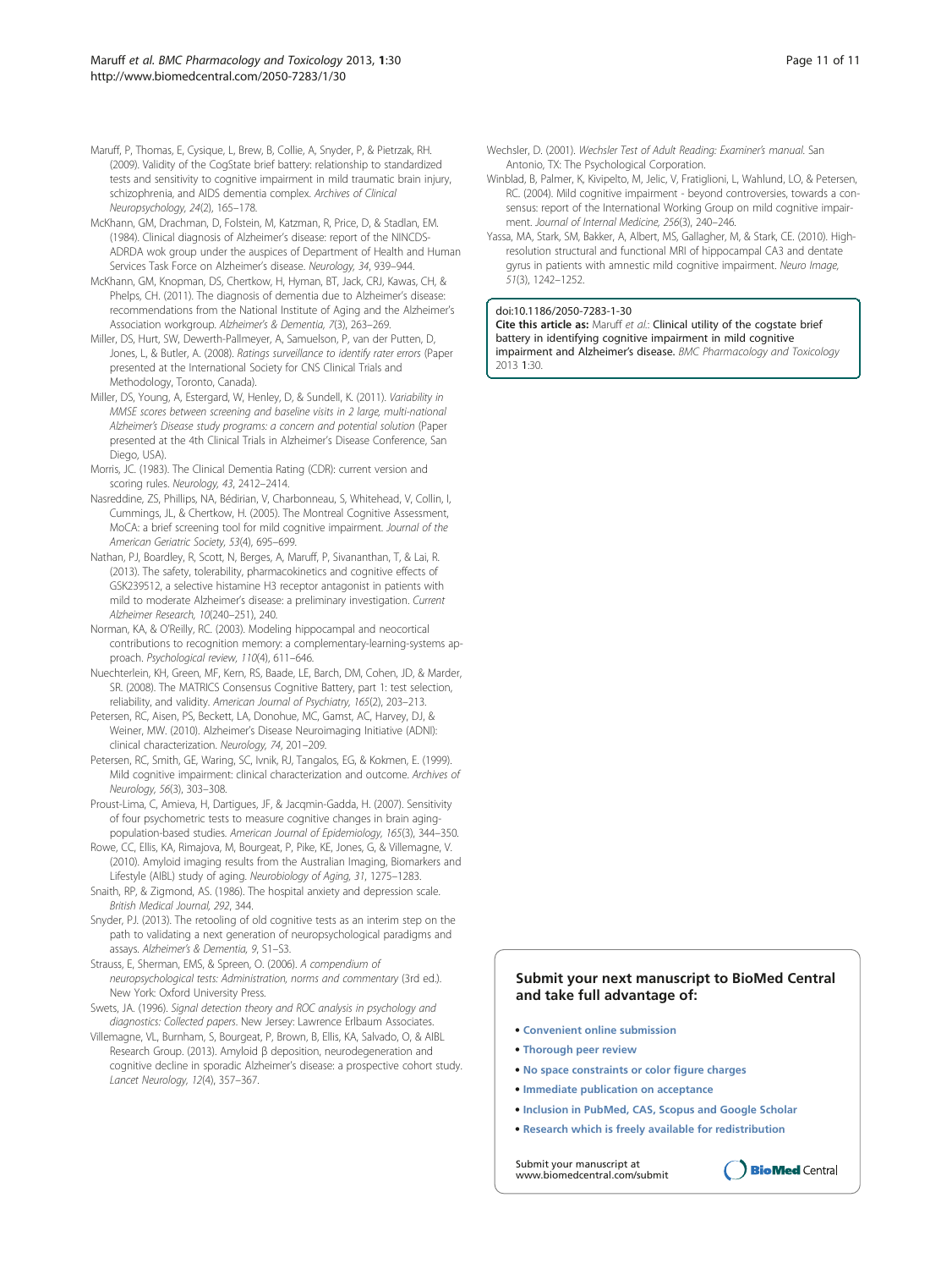Maruff, P, Thomas, E, Cysique, L, Brew, B, Collie, A, Snyder, P, & Pietrzak, RH. (2009). Validity of the CogState brief battery: relationship to standardized tests and sensitivity to cognitive impairment in mild traumatic brain injury, schizophrenia, and AIDS dementia complex. *Archives of Clinical Neuropsychology, 24*(2), 165–178.

McKhann, GM, Drachman, D, Folstein, M, Katzman, R, Price, D, & Stadlan, EM. (1984). Clinical diagnosis of Alzheimer's disease: report of the NINCDS-ADRDA wok group under the auspices of Department of Health and Human Services Task Force on Alzheimer's disease. *Neurology, 34*, 939–944.

McKhann, GM, Knopman, DS, Chertkow, H, Hyman, BT, Jack, CRJ, Kawas, CH, & Phelps, CH. (2011). The diagnosis of dementia due to Alzheimer's disease: recommendations from the National Institute of Aging and the Alzheimer's Association workgroup. *Alzheimer's & Dementia, 7*(3), 263–269.

Miller, DS, Hurt, SW, Dewerth-Pallmeyer, A, Samuelson, P, van der Putten, D, Jones, L, & Butler, A. (2008). *Ratings surveillance to identify rater errors* (Paper presented at the International Society for CNS Clinical Trials and Methodology, Toronto, Canada).

Miller, DS, Young, A, Estergard, W, Henley, D, & Sundell, K. (2011). *Variability in MMSE scores between screening and baseline visits in 2 large, multi-national Alzheimer's Disease study programs: a concern and potential solution* (Paper presented at the 4th Clinical Trials in Alzheimer's Disease Conference, San Diego, USA).

Morris, JC. (1983). The Clinical Dementia Rating (CDR): current version and scoring rules. *Neurology, 43*, 2412–2414.

Nasreddine, ZS, Phillips, NA, Bédirian, V, Charbonneau, S, Whitehead, V, Collin, I, Cummings, JL, & Chertkow, H. (2005). The Montreal Cognitive Assessment, MoCA: a brief screening tool for mild cognitive impairment. *Journal of the American Geriatric Society, 53*(4), 695–699.

Nathan, PJ, Boardley, R, Scott, N, Berges, A, Maruff, P, Sivananthan, T, & Lai, R. (2013). The safety, tolerability, pharmacokinetics and cognitive effects of GSK239512, a selective histamine H3 receptor antagonist in patients with mild to moderate Alzheimer's disease: a preliminary investigation. *Current Alzheimer Research, 10*(240–251), 240.

Norman, KA, & O'Reilly, RC. (2003). Modeling hippocampal and neocortical contributions to recognition memory: a complementary-learning-systems approach. *Psychological review, 110*(4), 611–646.

Nuechterlein, KH, Green, MF, Kern, RS, Baade, LE, Barch, DM, Cohen, JD, & Marder, SR. (2008). The MATRICS Consensus Cognitive Battery, part 1: test selection, reliability, and validity. *American Journal of Psychiatry, 165*(2), 203–213.

Petersen, RC, Aisen, PS, Beckett, LA, Donohue, MC, Gamst, AC, Harvey, DJ, & Weiner, MW. (2010). Alzheimer's Disease Neuroimaging Initiative (ADNI): clinical characterization. *Neurology, 74*, 201–209.

Petersen, RC, Smith, GE, Waring, SC, Ivnik, RJ, Tangalos, EG, & Kokmen, E. (1999). Mild cognitive impairment: clinical characterization and outcome. *Archives of Neurology, 56*(3), 303–308.

Proust-Lima, C, Amieva, H, Dartigues, JF, & Jacqmin-Gadda, H. (2007). Sensitivity of four psychometric tests to measure cognitive changes in brain aging-population-based studies. *American Journal of Epidemiology, 165*(3), 344–350.

Rowe, CC, Ellis, KA, Rimajova, M, Bourgeat, P, Pike, KE, Jones, G, & Villemagne, V. (2010). Amyloid imaging results from the Australian Imaging, Biomarkers and Lifestyle (AIBL) study of aging. *Neurobiology of Aging, 31*, 1275–1283.

Snaith, RP, & Zigmond, AS. (1986). The hospital anxiety and depression scale. *British Medical Journal, 292*, 344.

Snyder, PJ. (2013). The retooling of old cognitive tests as an interim step on the path to validating a next generation of neuropsychological paradigms and assays. *Alzheimer's & Dementia, 9*, S1–S3.

Strauss, E, Sherman, EMS, & Spreen, O. (2006). *A compendium of neuropsychological tests: Administration, norms and commentary* (3rd ed.). New York: Oxford University Press.

Swets, JA. (1996). *Signal detection theory and ROC analysis in psychology and diagnostics: Collected papers*. New Jersey: Lawrence Erlbaum Associates.

Villemagne, VL, Burnham, S, Bourgeat, P, Brown, B, Ellis, KA, Salvado, O, & AIBL Research Group. (2013). Amyloid β deposition, neurodegeneration and cognitive decline in sporadic Alzheimer's disease: a prospective cohort study. *Lancet Neurology, 12*(4), 357–367.

Wechsler, D. (2001). *Wechsler Test of Adult Reading: Examiner's manual*. San Antonio, TX: The Psychological Corporation.

Winblad, B, Palmer, K, Kivipelto, M, Jelic, V, Fratiglioni, L, Wahlund, LO, & Petersen, RC. (2004). Mild cognitive impairment - beyond controversies, towards a consensus: report of the International Working Group on mild cognitive impairment. *Journal of Internal Medicine, 256*(3), 240–246.

Yassa, MA, Stark, SM, Bakker, A, Albert, MS, Gallagher, M, & Stark, CE. (2010). High-resolution structural and functional MRI of hippocampal CA3 and dentate gyrus in patients with amnestic mild cognitive impairment. *Neuro Image, 51*(3), 1242–1252.

doi:10.1186/2050-7283-1-30

**Cite this article as:** Maruff *et al.*: Clinical utility of the cogstate brief battery in identifying cognitive impairment in mild cognitive impairment and Alzheimer's disease. *BMC Pharmacology and Toxicology* 2013 **1**:30.

**Submit your next manuscript to BioMed Central and take full advantage of:**

- **Convenient online submission**
- **Thorough peer review**
- **No space constraints or color figure charges**
- **Immediate publication on acceptance**
- **Inclusion in PubMed, CAS, Scopus and Google Scholar**
- **Research which is freely available for redistribution**

Submit your manuscript at
www.biomedcentral.com/submit

BioMed Central